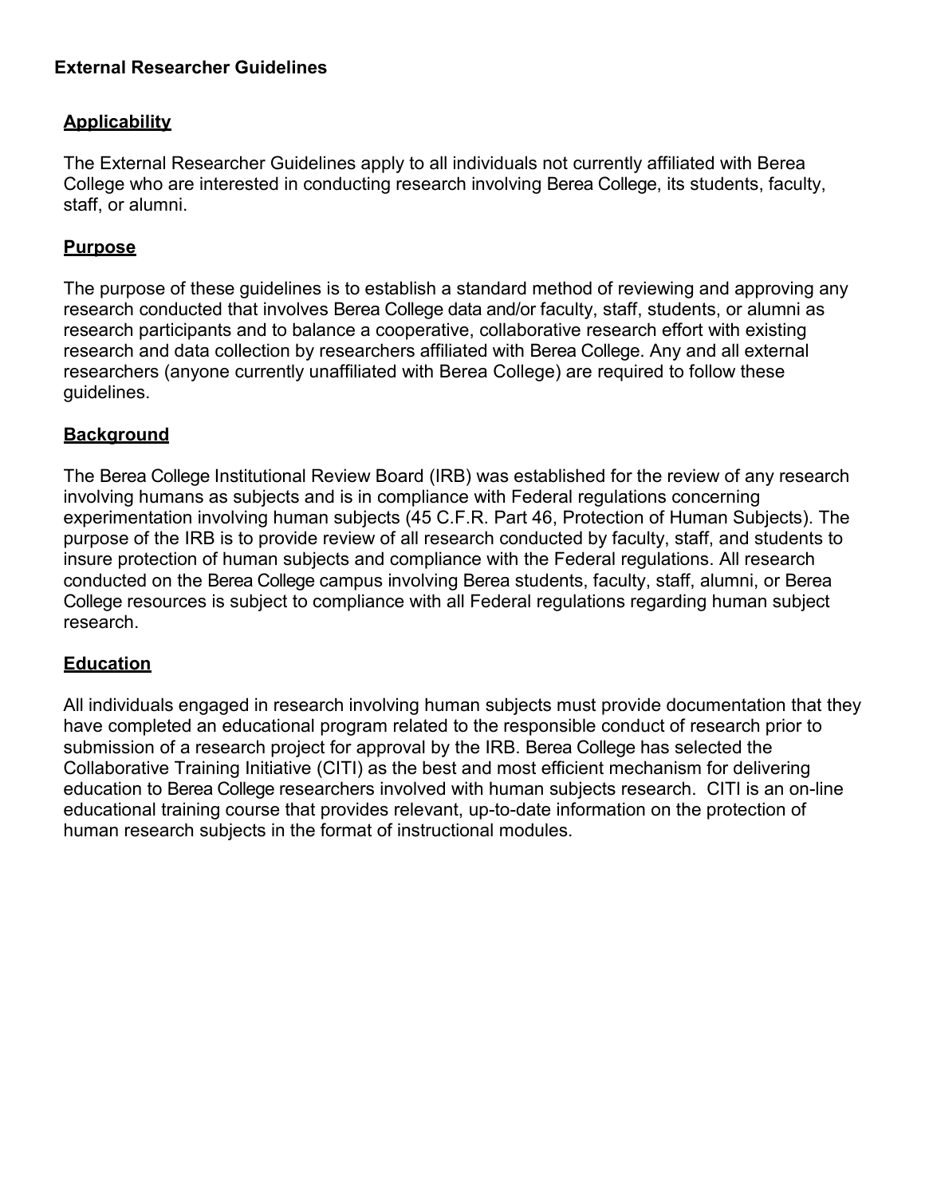# External Researcher Guidelines

## Applicability

The External Researcher Guidelines apply to all individuals not currently affiliated with Berea College who are interested in conducting research involving Berea College, its students, faculty, staff, or alumni.

## Purpose

The purpose of these guidelines is to establish a standard method of reviewing and approving any research conducted that involves Berea College data and/or faculty, staff, students, or alumni as research participants and to balance a cooperative, collaborative research effort with existing research and data collection by researchers affiliated with Berea College. Any and all external researchers (anyone currently unaffiliated with Berea College) are required to follow these guidelines.

## Background

The Berea College Institutional Review Board (IRB) was established for the review of any research involving humans as subjects and is in compliance with Federal regulations concerning experimentation involving human subjects (45 C.F.R. Part 46, Protection of Human Subjects). The purpose of the IRB is to provide review of all research conducted by faculty, staff, and students to insure protection of human subjects and compliance with the Federal regulations. All research conducted on the Berea College campus involving Berea students, faculty, staff, alumni, or Berea College resources is subject to compliance with all Federal regulations regarding human subject research.

## Education

All individuals engaged in research involving human subjects must provide documentation that they have completed an educational program related to the responsible conduct of research prior to submission of a research project for approval by the IRB. Berea College has selected the Collaborative Training Initiative (CITI) as the best and most efficient mechanism for delivering education to Berea College researchers involved with human subjects research. CITI is an on-line educational training course that provides relevant, up-to-date information on the protection of human research subjects in the format of instructional modules.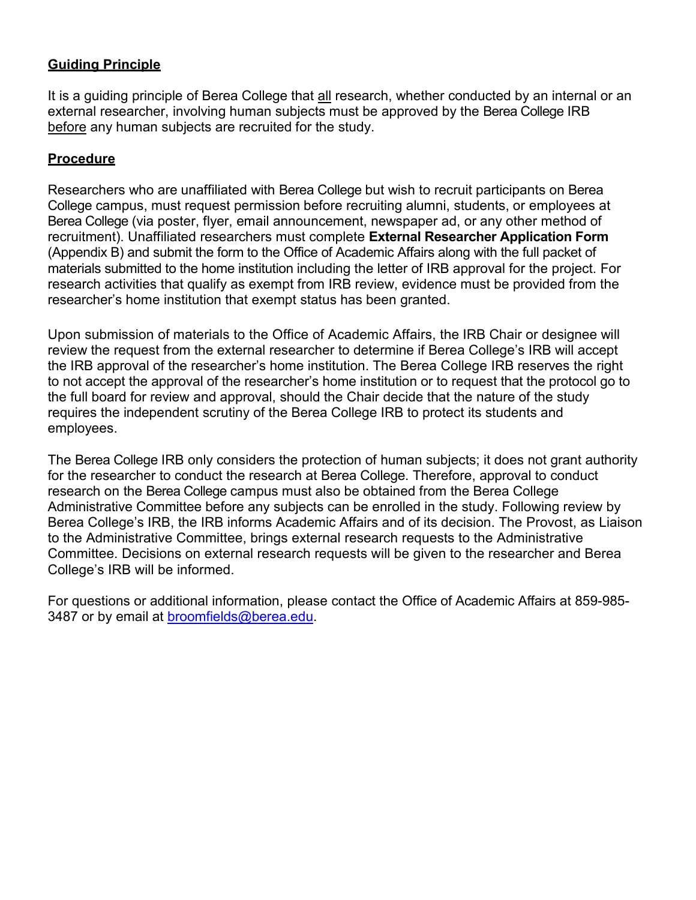## Guiding Principle

It is a guiding principle of Berea College that <u>all</u> research, whether conducted by an internal or an external researcher, involving human subjects must be approved by the Berea College IRB <u>before</u> any human subjects are recruited for the study.

## Procedure

Researchers who are unaffiliated with Berea College but wish to recruit participants on Berea College campus, must request permission before recruiting alumni, students, or employees at Berea College (via poster, flyer, email announcement, newspaper ad, or any other method of recruitment). Unaffiliated researchers must complete **External Researcher Application Form** (Appendix B) and submit the form to the Office of Academic Affairs along with the full packet of materials submitted to the home institution including the letter of IRB approval for the project. For research activities that qualify as exempt from IRB review, evidence must be provided from the researcher's home institution that exempt status has been granted.

Upon submission of materials to the Office of Academic Affairs, the IRB Chair or designee will review the request from the external researcher to determine if Berea College's IRB will accept the IRB approval of the researcher's home institution. The Berea College IRB reserves the right to not accept the approval of the researcher's home institution or to request that the protocol go to the full board for review and approval, should the Chair decide that the nature of the study requires the independent scrutiny of the Berea College IRB to protect its students and employees.

The Berea College IRB only considers the protection of human subjects; it does not grant authority for the researcher to conduct the research at Berea College. Therefore, approval to conduct research on the Berea College campus must also be obtained from the Berea College Administrative Committee before any subjects can be enrolled in the study. Following review by Berea College's IRB, the IRB informs Academic Affairs and of its decision. The Provost, as Liaison to the Administrative Committee, brings external research requests to the Administrative Committee. Decisions on external research requests will be given to the researcher and Berea College's IRB will be informed.

For questions or additional information, please contact the Office of Academic Affairs at 859-985-3487 or by email at broomfields@berea.edu.